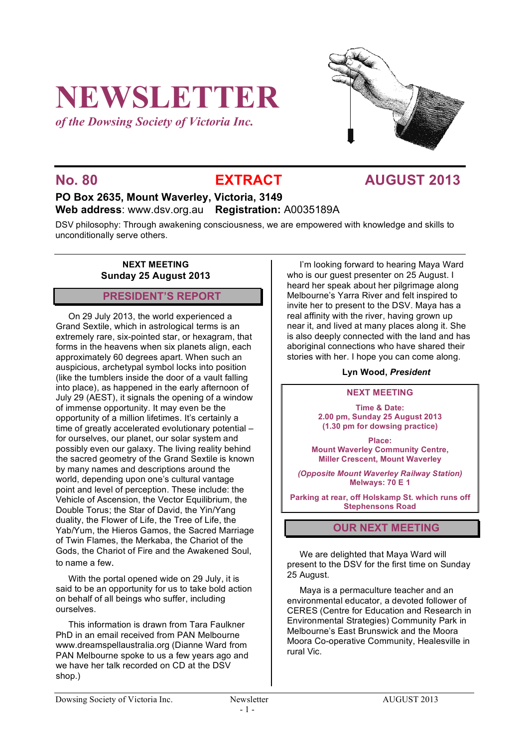# NEWSLETTER

*of the Dowsing Society of Victoria Inc.*

## No. 80 EXTRACT AUGUST 2013

**PO Box 2635, Mount Waverley, Victoria, 3149**
**Web address**: www.dsv.org.au **Registration:** A0035189A

DSV philosophy: Through awakening consciousness, we are empowered with knowledge and skills to unconditionally serve others.

**NEXT MEETING**
**Sunday 25 August 2013**

## PRESIDENT'S REPORT

On 29 July 2013, the world experienced a Grand Sextile, which in astrological terms is an extremely rare, six-pointed star, or hexagram, that forms in the heavens when six planets align, each approximately 60 degrees apart. When such an auspicious, archetypal symbol locks into position (like the tumblers inside the door of a vault falling into place), as happened in the early afternoon of July 29 (AEST), it signals the opening of a window of immense opportunity. It may even be the opportunity of a million lifetimes. It's certainly a time of greatly accelerated evolutionary potential – for ourselves, our planet, our solar system and possibly even our galaxy. The living reality behind the sacred geometry of the Grand Sextile is known by many names and descriptions around the world, depending upon one's cultural vantage point and level of perception. These include: the Vehicle of Ascension, the Vector Equilibrium, the Double Torus; the Star of David, the Yin/Yang duality, the Flower of Life, the Tree of Life, the Yab/Yum, the Hieros Gamos, the Sacred Marriage of Twin Flames, the Merkaba, the Chariot of the Gods, the Chariot of Fire and the Awakened Soul, to name a few.

With the portal opened wide on 29 July, it is said to be an opportunity for us to take bold action on behalf of all beings who suffer, including ourselves.

This information is drawn from Tara Faulkner PhD in an email received from PAN Melbourne www.dreamspellaustralia.org (Dianne Ward from PAN Melbourne spoke to us a few years ago and we have her talk recorded on CD at the DSV shop.)

I'm looking forward to hearing Maya Ward who is our guest presenter on 25 August. I heard her speak about her pilgrimage along Melbourne's Yarra River and felt inspired to invite her to present to the DSV. Maya has a real affinity with the river, having grown up near it, and lived at many places along it. She is also deeply connected with the land and has aboriginal connections who have shared their stories with her. I hope you can come along.

**Lyn Wood, *President***

### NEXT MEETING

**Time & Date:**
**2.00 pm, Sunday 25 August 2013**
**(1.30 pm for dowsing practice)**

**Place:**
**Mount Waverley Community Centre,**
**Miller Crescent, Mount Waverley**

***(Opposite Mount Waverley Railway Station)***
**Melways: 70 E 1**

**Parking at rear, off Holskamp St. which runs off Stephensons Road**

## OUR NEXT MEETING

We are delighted that Maya Ward will present to the DSV for the first time on Sunday 25 August.

Maya is a permaculture teacher and an environmental educator, a devoted follower of CERES (Centre for Education and Research in Environmental Strategies) Community Park in Melbourne's East Brunswick and the Moora Moora Co-operative Community, Healesville in rural Vic.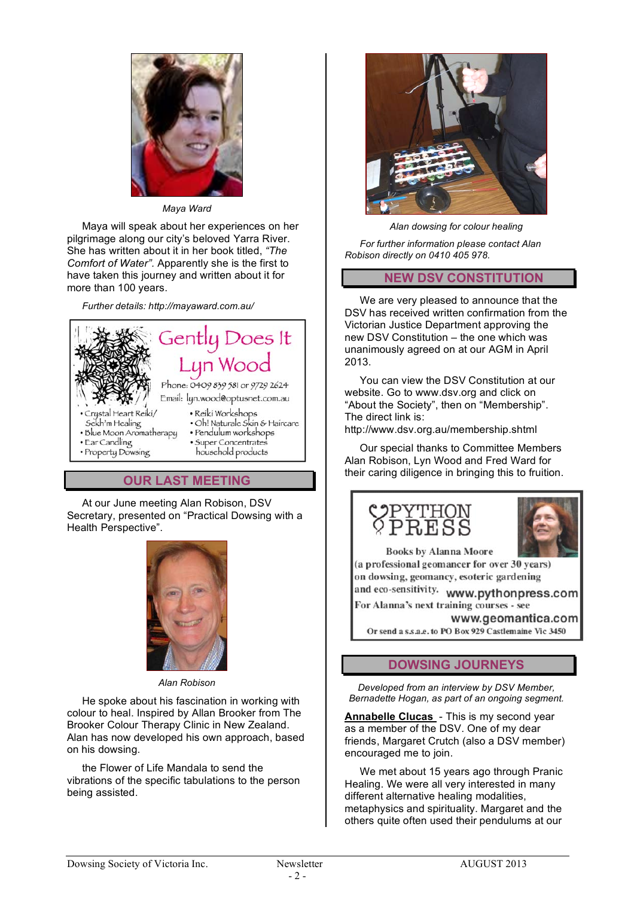*Maya Ward*

Maya will speak about her experiences on her pilgrimage along our city's beloved Yarra River. She has written about it in her book titled, *"The Comfort of Water"*. Apparently she is the first to have taken this journey and written about it for more than 100 years.

*Further details: http://mayaward.com.au/*

**Gently Does It**
**Lyn Wood**
Phone: 0409 839 581 or 9729 2624
Email: lyn.wood@optusnet.com.au

- Crystal Heart Reiki/ Sekh'm Healing
- Blue Moon Aromatherapy
- Ear Candling
- Property Dowsing
- Reiki Workshops
- Oh! Naturale Skin & Haircare
- Pendulum workshops
- Super Concentrates household products

## OUR LAST MEETING

At our June meeting Alan Robison, DSV Secretary, presented on "Practical Dowsing with a Health Perspective".

*Alan Robison*

He spoke about his fascination in working with colour to heal. Inspired by Allan Brooker from The Brooker Colour Therapy Clinic in New Zealand. Alan has now developed his own approach, based on his dowsing.

the Flower of Life Mandala to send the vibrations of the specific tabulations to the person being assisted.

*Alan dowsing for colour healing*

*For further information please contact Alan Robison directly on 0410 405 978.*

## NEW DSV CONSTITUTION

We are very pleased to announce that the DSV has received written confirmation from the Victorian Justice Department approving the new DSV Constitution – the one which was unanimously agreed on at our AGM in April 2013.

You can view the DSV Constitution at our website. Go to www.dsv.org and click on "About the Society", then on "Membership". The direct link is: http://www.dsv.org.au/membership.shtml

Our special thanks to Committee Members Alan Robison, Lyn Wood and Fred Ward for their caring diligence in bringing this to fruition.

**PYTHON PRESS**

Books by Alanna Moore (a professional geomancer for over 30 years) on dowsing, geomancy, esoteric gardening and eco-sensitivity. **www.pythonpress.com**

For Alanna's next training courses - see **www.geomantica.com**

Or send a s.s.a.e. to PO Box 929 Castlemaine Vic 3450

## DOWSING JOURNEYS

*Developed from an interview by DSV Member, Bernadette Hogan, as part of an ongoing segment.*

**Annabelle Clucas** - This is my second year as a member of the DSV. One of my dear friends, Margaret Crutch (also a DSV member) encouraged me to join.

We met about 15 years ago through Pranic Healing. We were all very interested in many different alternative healing modalities, metaphysics and spirituality. Margaret and the others quite often used their pendulums at our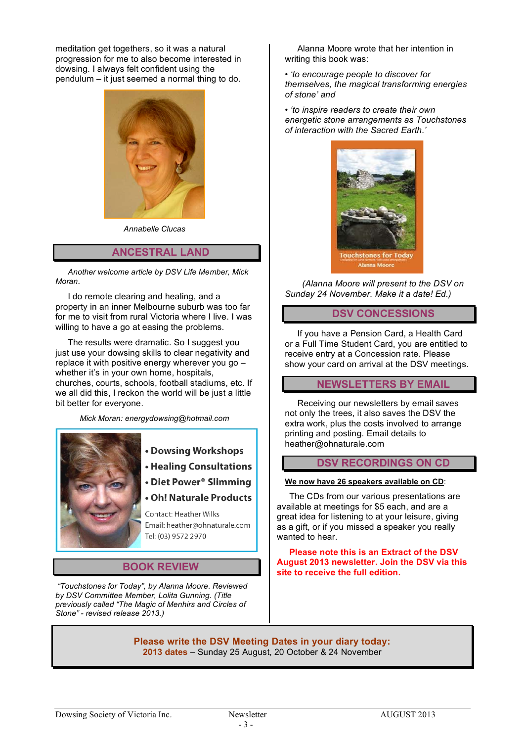meditation get togethers, so it was a natural progression for me to also become interested in dowsing. I always felt confident using the pendulum – it just seemed a normal thing to do.

*Annabelle Clucas*

## ANCESTRAL LAND

*Another welcome article by DSV Life Member, Mick Moran.*

I do remote clearing and healing, and a property in an inner Melbourne suburb was too far for me to visit from rural Victoria where I live. I was willing to have a go at easing the problems.

The results were dramatic. So I suggest you just use your dowsing skills to clear negativity and replace it with positive energy wherever you go – whether it's in your own home, hospitals, churches, courts, schools, football stadiums, etc. If we all did this, I reckon the world will be just a little bit better for everyone.

*Mick Moran: energydowsing@hotmail.com*

- **Dowsing Workshops**
- **Healing Consultations**
- **Diet Power® Slimming**
- **Oh! Naturale Products**

Contact: Heather Wilks
Email: heather@ohnaturale.com
Tel: (03) 9572 2970

## BOOK REVIEW

*"Touchstones for Today", by Alanna Moore. Reviewed by DSV Committee Member, Lolita Gunning. (Title previously called "The Magic of Menhirs and Circles of Stone" - revised release 2013.)*

Alanna Moore wrote that her intention in writing this book was:

- *'to encourage people to discover for themselves, the magical transforming energies of stone' and*
- *'to inspire readers to create their own energetic stone arrangements as Touchstones of interaction with the Sacred Earth.'*

Touchstones for Today
Alanna Moore

*(Alanna Moore will present to the DSV on Sunday 24 November. Make it a date! Ed.)*

## DSV CONCESSIONS

If you have a Pension Card, a Health Card or a Full Time Student Card, you are entitled to receive entry at a Concession rate. Please show your card on arrival at the DSV meetings.

## NEWSLETTERS BY EMAIL

Receiving our newsletters by email saves not only the trees, it also saves the DSV the extra work, plus the costs involved to arrange printing and posting. Email details to heather@ohnaturale.com

## DSV RECORDINGS ON CD

**We now have 26 speakers available on CD**:

The CDs from our various presentations are available at meetings for $5 each, and are a great idea for listening to at your leisure, giving as a gift, or if you missed a speaker you really wanted to hear.

**Please note this is an Extract of the DSV August 2013 newsletter. Join the DSV via this site to receive the full edition.**

**Please write the DSV Meeting Dates in your diary today:**
**2013 dates** – Sunday 25 August, 20 October & 24 November